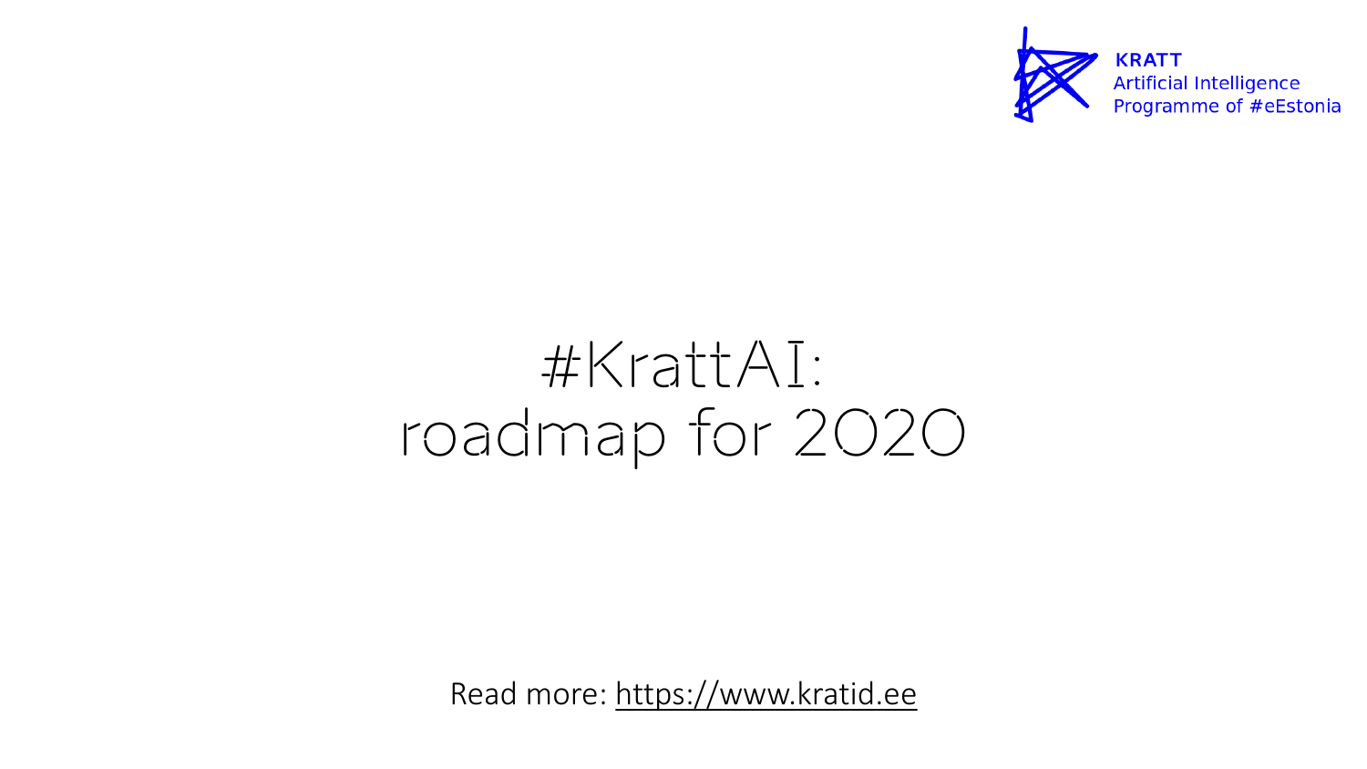KRATT
Artificial Intelligence
Programme of #eEstonia

# #KrattAI: roadmap for 2020

Read more: https://www.kratid.ee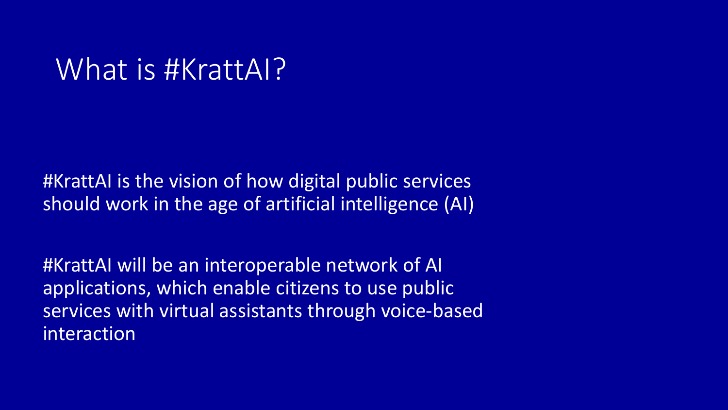# What is #KrattAI?

#KrattAI is the vision of how digital public services should work in the age of artificial intelligence (AI)

#KrattAI will be an interoperable network of AI applications, which enable citizens to use public services with virtual assistants through voice-based interaction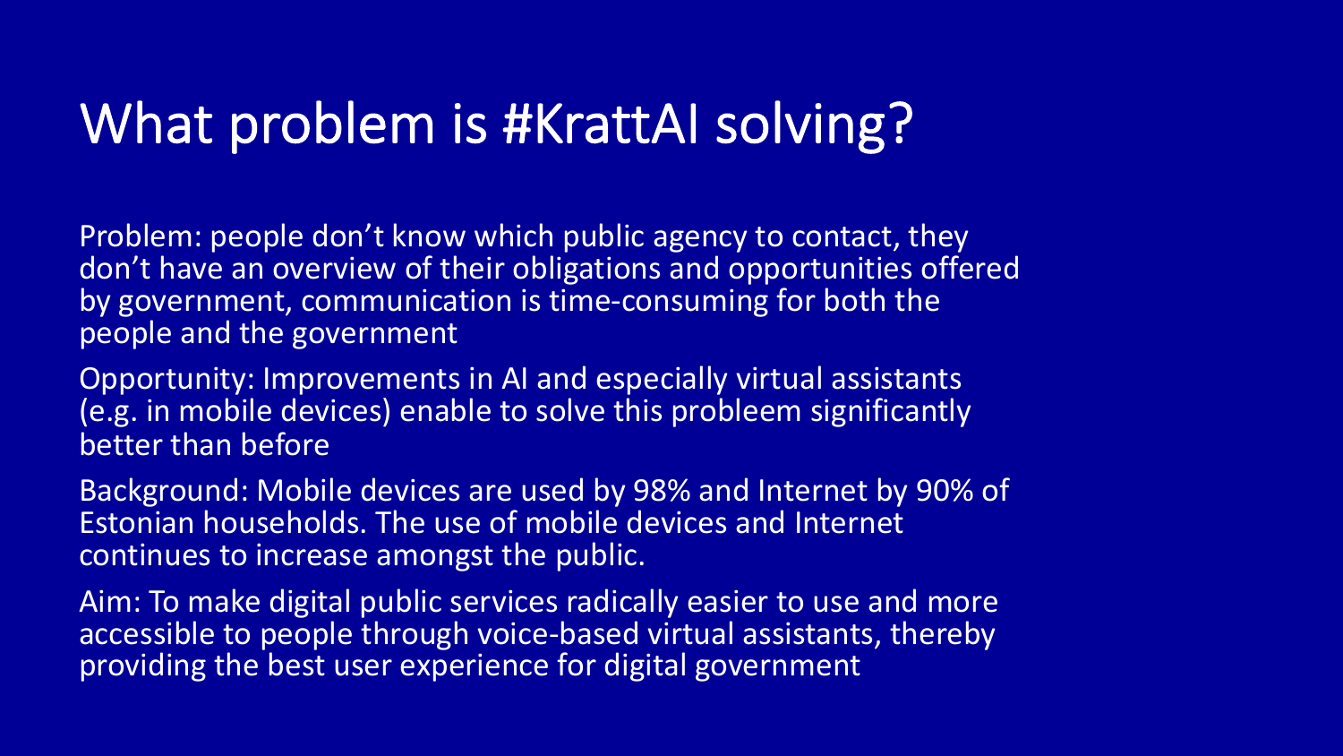# What problem is #KrattAI solving?

Problem: people don't know which public agency to contact, they don't have an overview of their obligations and opportunities offered by government, communication is time-consuming for both the people and the government

Opportunity: Improvements in AI and especially virtual assistants (e.g. in mobile devices) enable to solve this probleem significantly better than before

Background: Mobile devices are used by 98% and Internet by 90% of Estonian households. The use of mobile devices and Internet continues to increase amongst the public.

Aim: To make digital public services radically easier to use and more accessible to people through voice-based virtual assistants, thereby providing the best user experience for digital government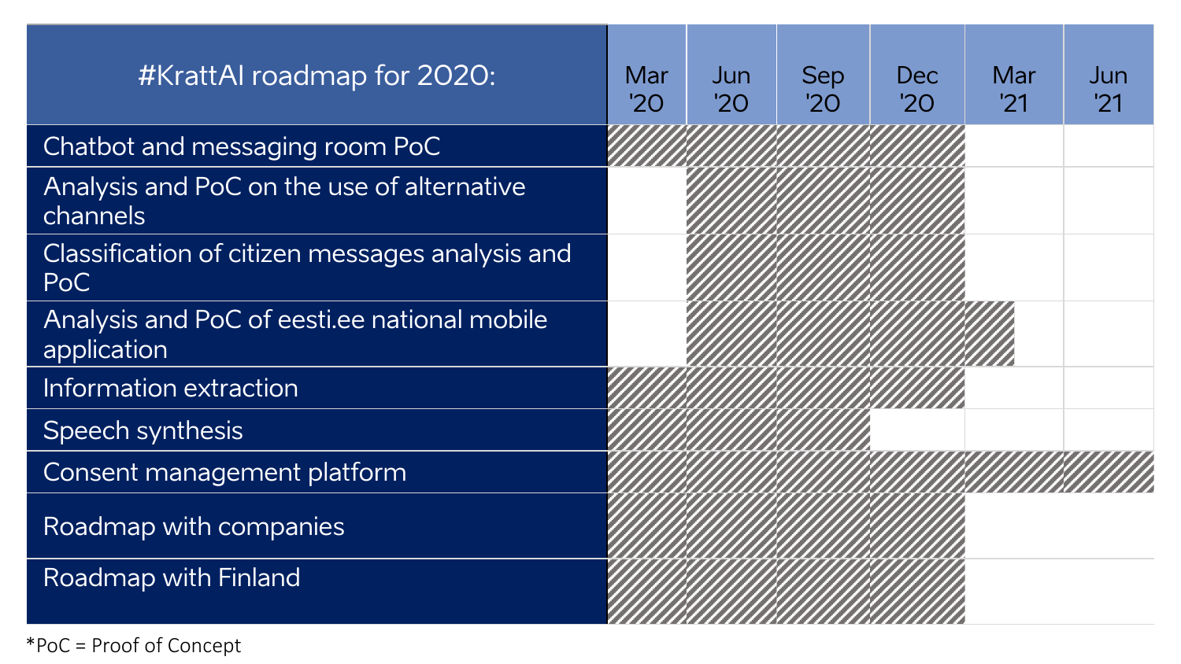| #KrattAI roadmap for 2020: | Mar '20 | Jun '20 | Sep '20 | Dec '20 | Mar '21 | Jun '21 |
|---|---|---|---|---|---|---|
| Chatbot and messaging room PoC | ▨ | ▨ | ▨ | ▨ | | |
| Analysis and PoC on the use of alternative channels | | ▨ | ▨ | ▨ | | |
| Classification of citizen messages analysis and PoC | | ▨ | ▨ | ▨ | | |
| Analysis and PoC of eesti.ee national mobile application | | ▨ | ▨ | ▨ | ▨ | |
| Information extraction | ▨ | ▨ | ▨ | ▨ | | |
| Speech synthesis | ▨ | ▨ | ▨ | | | |
| Consent management platform | ▨ | ▨ | ▨ | ▨ | ▨ | ▨ |
| Roadmap with companies | ▨ | ▨ | ▨ | ▨ | | |
| Roadmap with Finland | ▨ | ▨ | ▨ | ▨ | | |

*PoC = Proof of Concept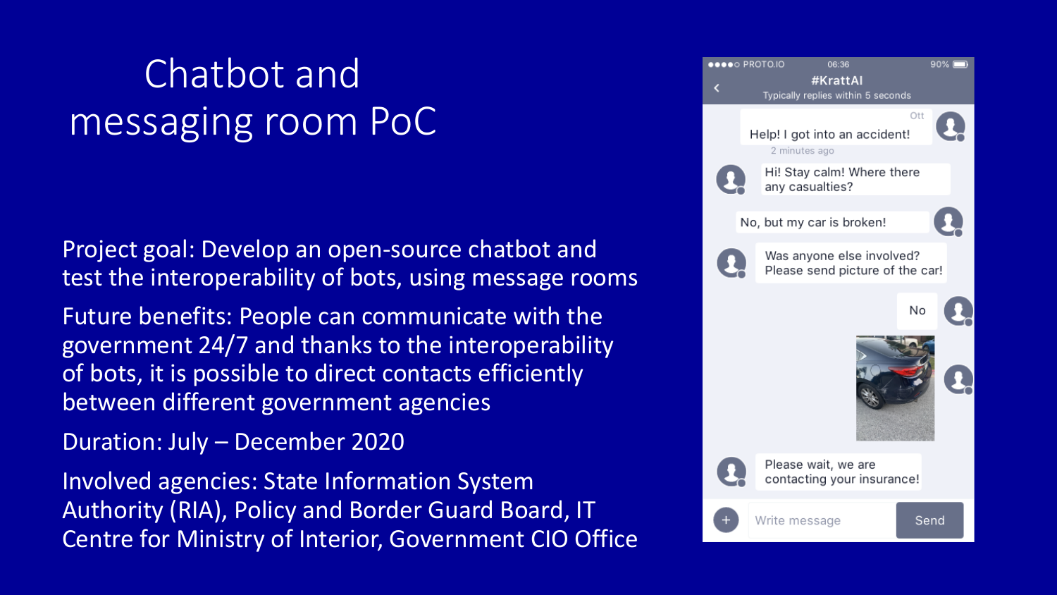# Chatbot and messaging room PoC

Project goal: Develop an open-source chatbot and test the interoperability of bots, using message rooms

Future benefits: People can communicate with the government 24/7 and thanks to the interoperability of bots, it is possible to direct contacts efficiently between different government agencies

Duration: July – December 2020

Involved agencies: State Information System Authority (RIA), Policy and Border Guard Board, IT Centre for Ministry of Interior, Government CIO Office

●●●●○ PROTO.IO 06:36 90%

#KrattAI

Typically replies within 5 seconds

Ott

Help! I got into an accident!

2 minutes ago

Hi! Stay calm! Where there any casualties?

No, but my car is broken!

Was anyone else involved? Please send picture of the car!

No

Please wait, we are contacting your insurance!

Write message

Send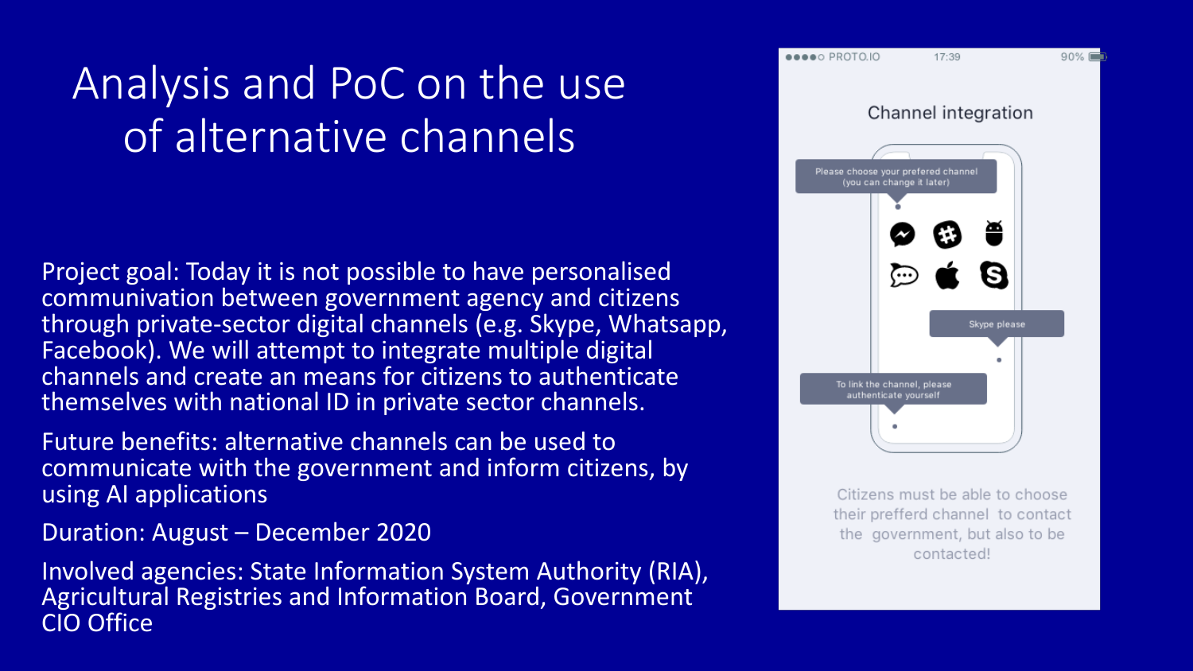# Analysis and PoC on the use of alternative channels

Project goal: Today it is not possible to have personalised communivation between government agency and citizens through private-sector digital channels (e.g. Skype, Whatsapp, Facebook). We will attempt to integrate multiple digital channels and create an means for citizens to authenticate themselves with national ID in private sector channels.

Future benefits: alternative channels can be used to communicate with the government and inform citizens, by using AI applications

Duration: August – December 2020

Involved agencies: State Information System Authority (RIA), Agricultural Registries and Information Board, Government CIO Office

●●●●○ PROTO.IO 17:39 90%

Channel integration

Please choose your prefered channel (you can change it later)

Skype please

To link the channel, please authenticate yourself

Citizens must be able to choose their prefferd channel to contact the government, but also to be contacted!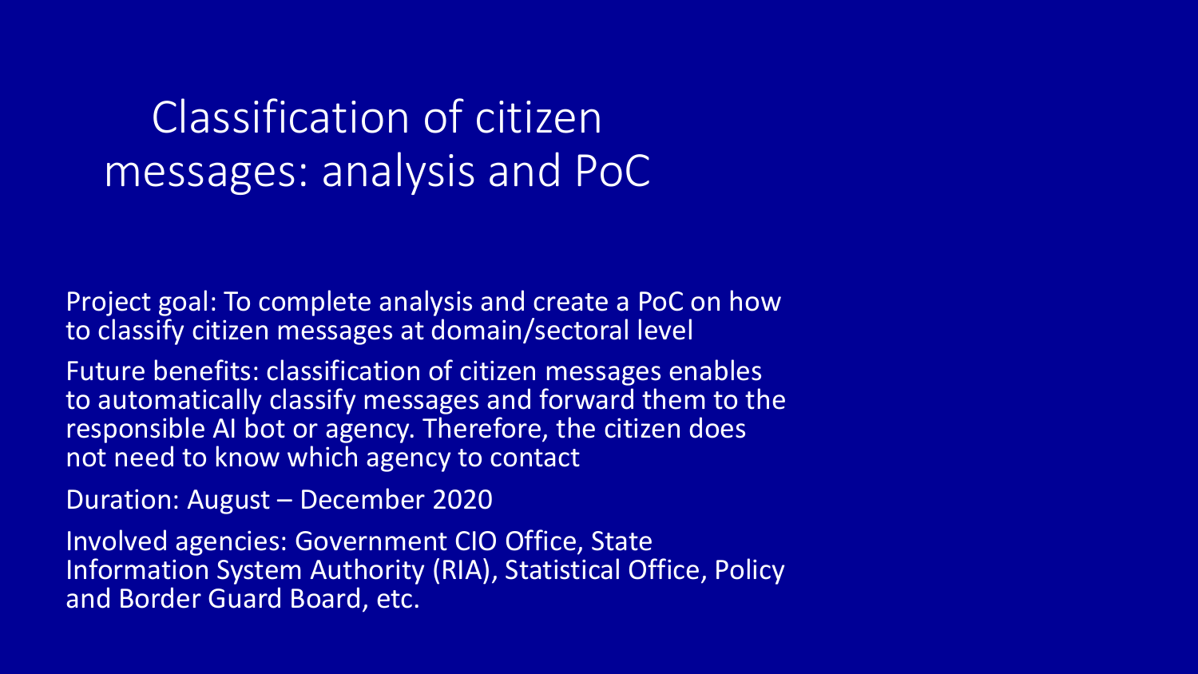# Classification of citizen messages: analysis and PoC

Project goal: To complete analysis and create a PoC on how to classify citizen messages at domain/sectoral level

Future benefits: classification of citizen messages enables to automatically classify messages and forward them to the responsible AI bot or agency. Therefore, the citizen does not need to know which agency to contact

Duration: August – December 2020

Involved agencies: Government CIO Office, State Information System Authority (RIA), Statistical Office, Policy and Border Guard Board, etc.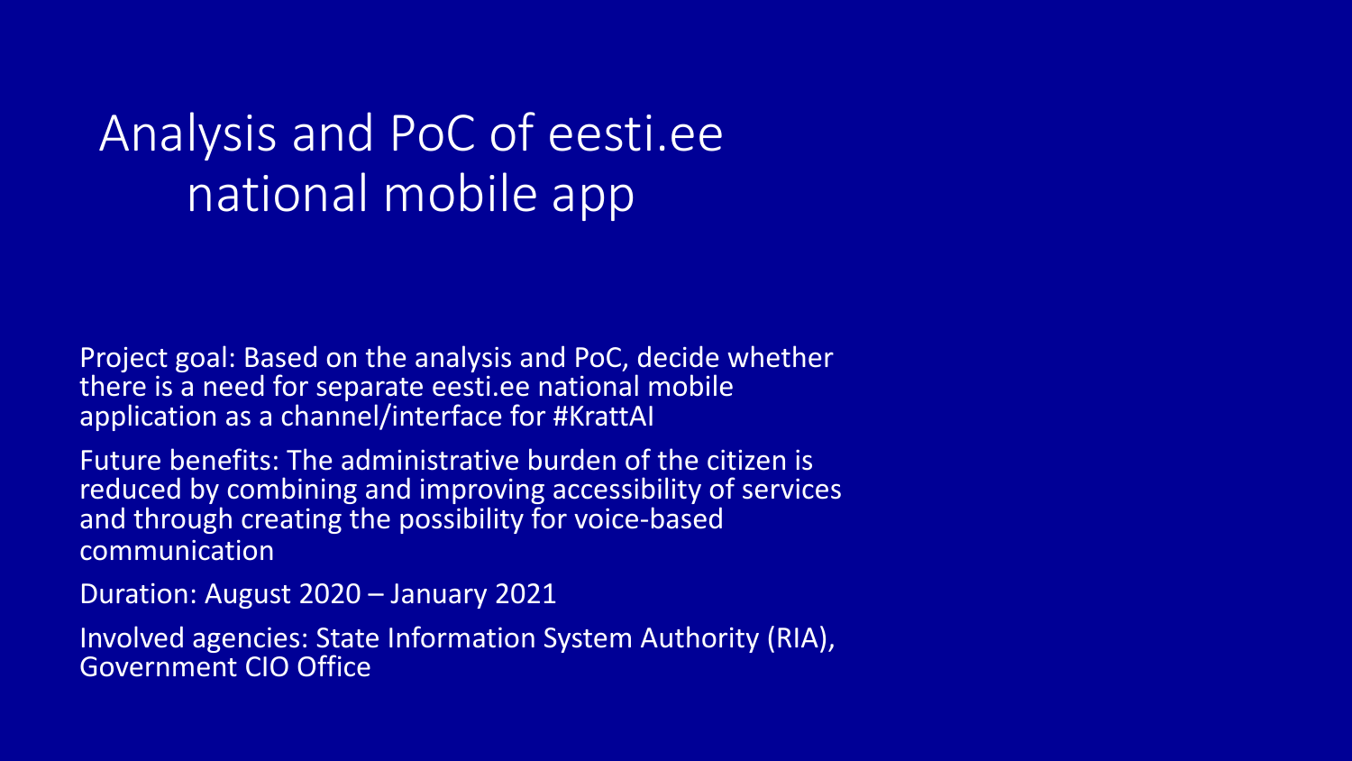# Analysis and PoC of eesti.ee national mobile app

Project goal: Based on the analysis and PoC, decide whether there is a need for separate eesti.ee national mobile application as a channel/interface for #KrattAI

Future benefits: The administrative burden of the citizen is reduced by combining and improving accessibility of services and through creating the possibility for voice-based communication

Duration: August 2020 – January 2021

Involved agencies: State Information System Authority (RIA), Government CIO Office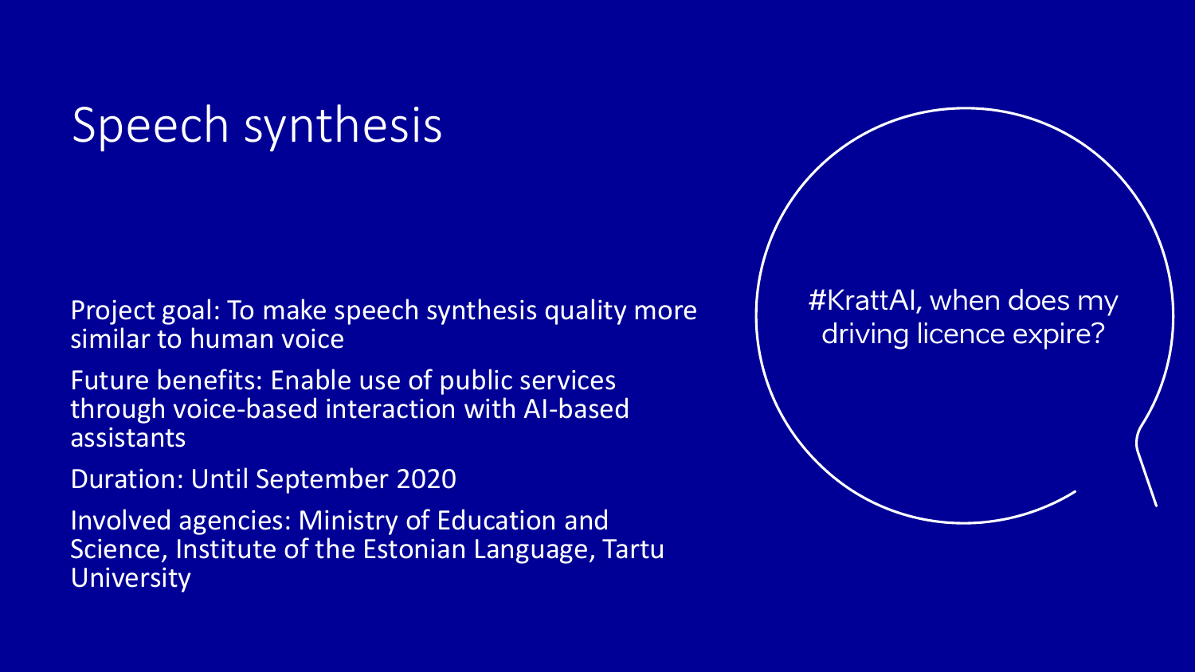# Speech synthesis

Project goal: To make speech synthesis quality more similar to human voice

Future benefits: Enable use of public services through voice-based interaction with AI-based assistants

Duration: Until September 2020

Involved agencies: Ministry of Education and Science, Institute of the Estonian Language, Tartu University

#KrattAI, when does my driving licence expire?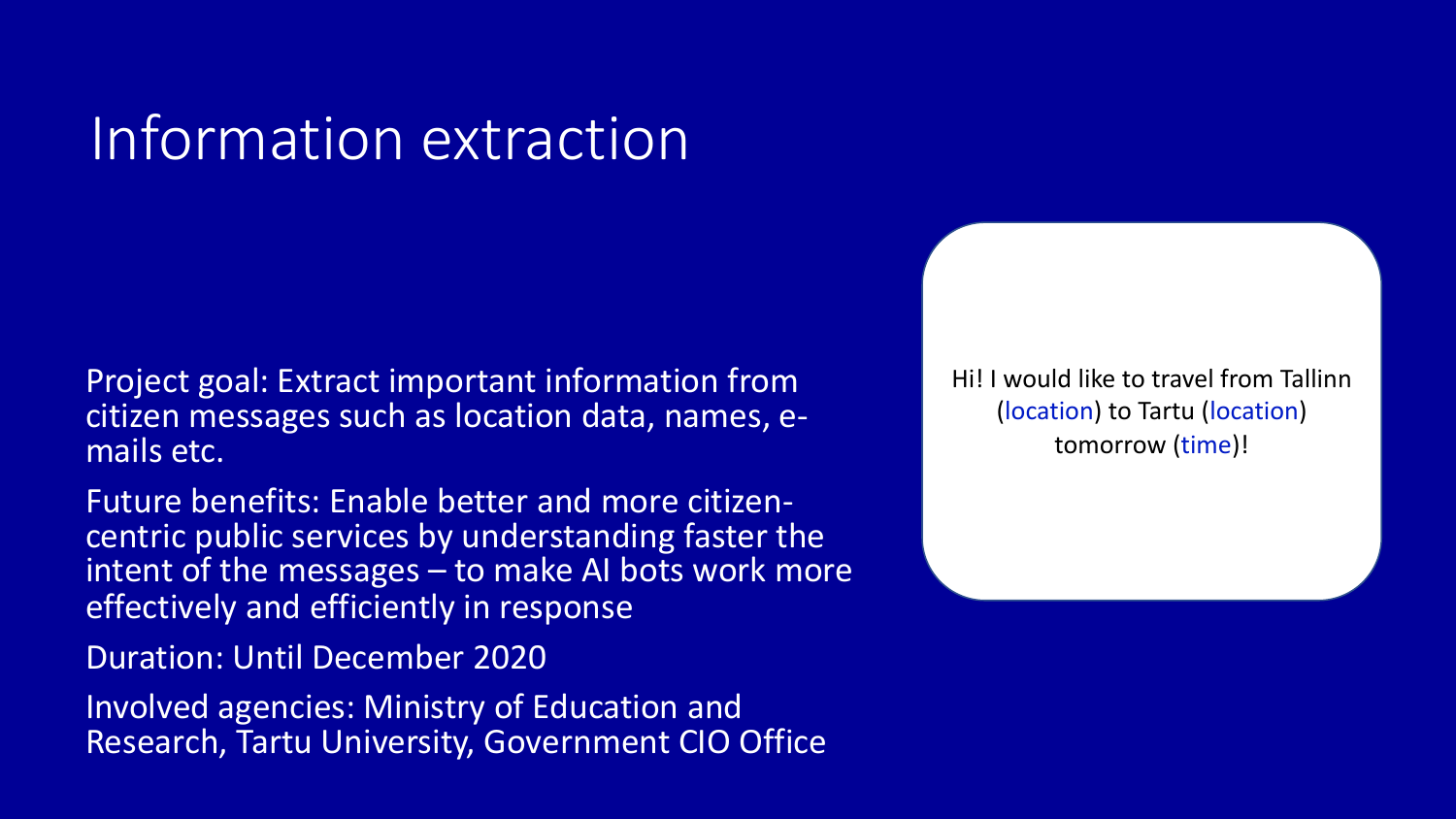# Information extraction

Project goal: Extract important information from citizen messages such as location data, names, e-mails etc.

Future benefits: Enable better and more citizen-centric public services by understanding faster the intent of the messages – to make AI bots work more effectively and efficiently in response

Duration: Until December 2020

Involved agencies: Ministry of Education and Research, Tartu University, Government CIO Office

Hi! I would like to travel from Tallinn (location) to Tartu (location) tomorrow (time)!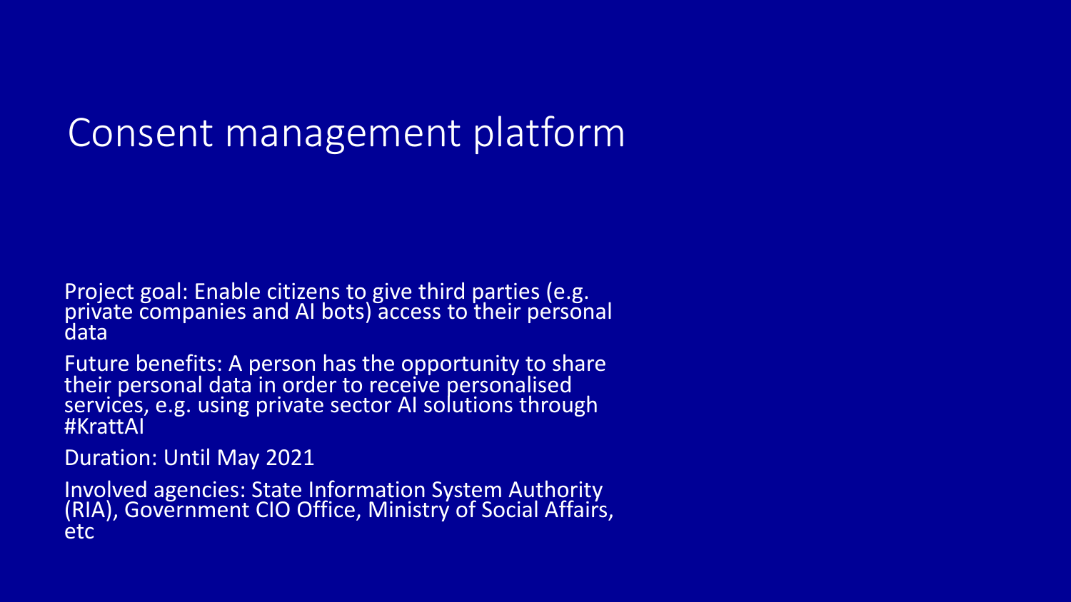# Consent management platform

Project goal: Enable citizens to give third parties (e.g. private companies and AI bots) access to their personal data

Future benefits: A person has the opportunity to share their personal data in order to receive personalised services, e.g. using private sector AI solutions through #KrattAI

Duration: Until May 2021

Involved agencies: State Information System Authority (RIA), Government CIO Office, Ministry of Social Affairs, etc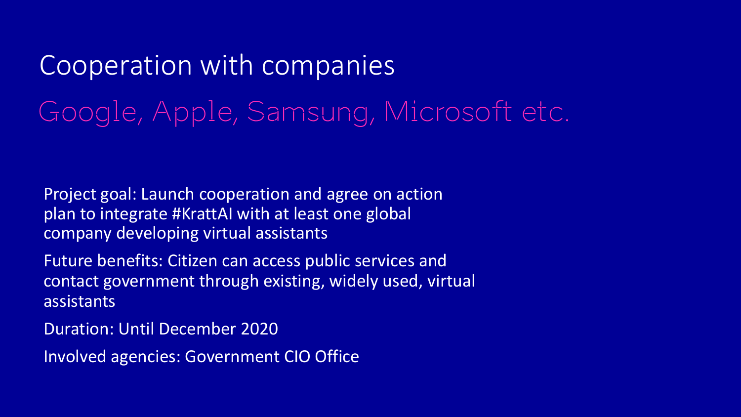# Cooperation with companies

## Google, Apple, Samsung, Microsoft etc.

Project goal: Launch cooperation and agree on action plan to integrate #KrattAI with at least one global company developing virtual assistants

Future benefits: Citizen can access public services and contact government through existing, widely used, virtual assistants

Duration: Until December 2020

Involved agencies: Government CIO Office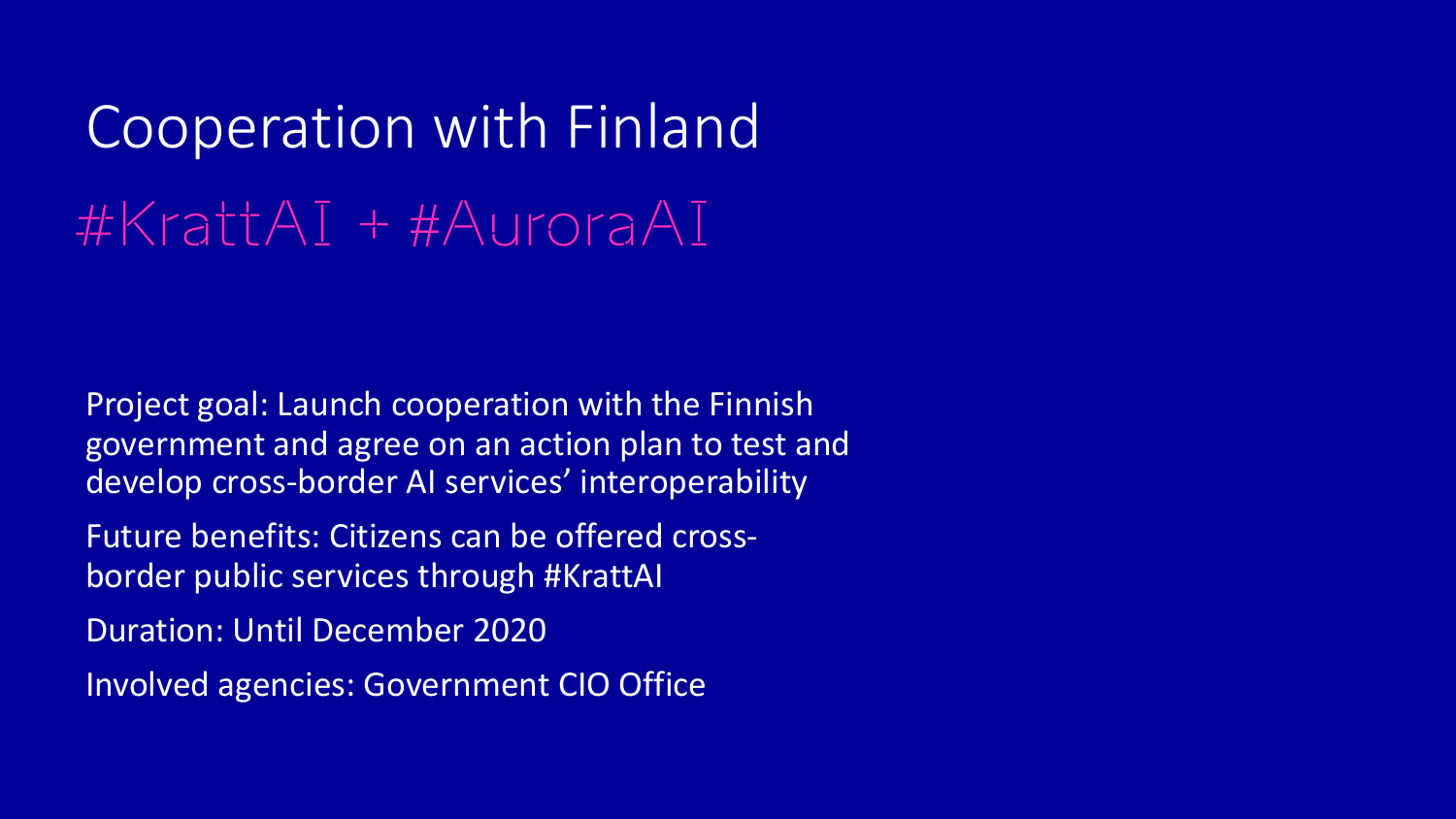# Cooperation with Finland

## #KrattAI + #AuroraAI

Project goal: Launch cooperation with the Finnish government and agree on an action plan to test and develop cross-border AI services' interoperability

Future benefits: Citizens can be offered cross-border public services through #KrattAI

Duration: Until December 2020

Involved agencies: Government CIO Office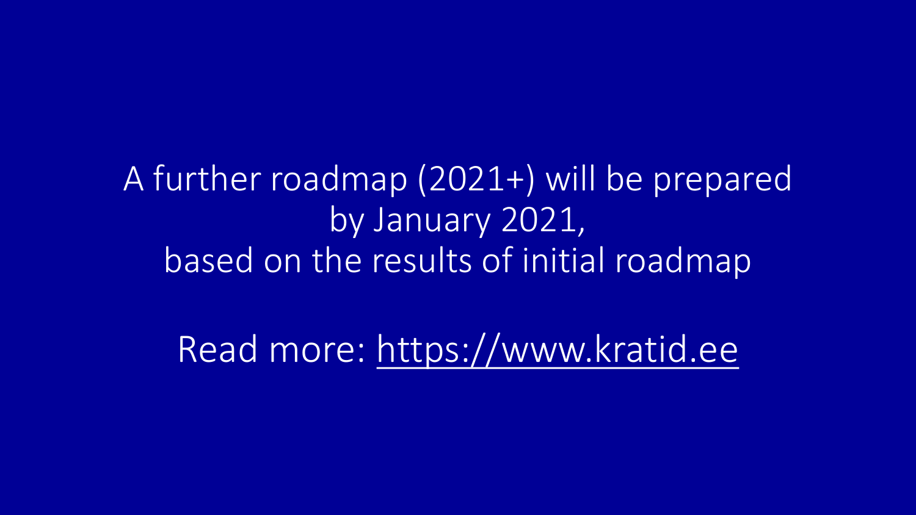A further roadmap (2021+) will be prepared by January 2021, based on the results of initial roadmap

Read more: https://www.kratid.ee